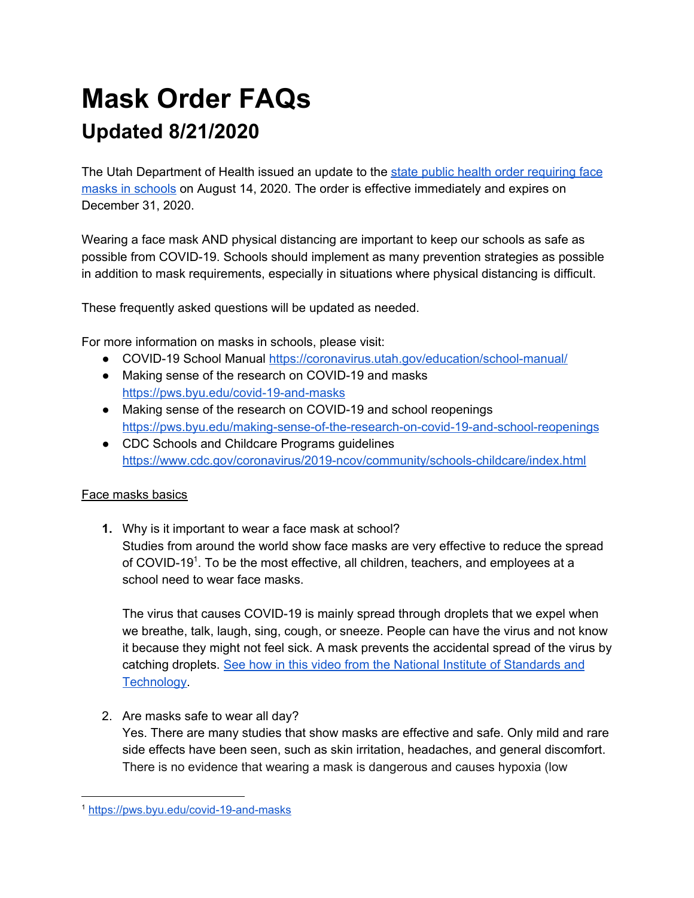# Mask Order FAQs

## Updated 8/21/2020

The Utah Department of Health issued an update to the [state public health order requiring face masks in schools](state public health order requiring face masks in schools) on August 14, 2020. The order is effective immediately and expires on December 31, 2020.

Wearing a face mask AND physical distancing are important to keep our schools as safe as possible from COVID-19. Schools should implement as many prevention strategies as possible in addition to mask requirements, especially in situations where physical distancing is difficult.

These frequently asked questions will be updated as needed.

For more information on masks in schools, please visit:

- COVID-19 School Manual https://coronavirus.utah.gov/education/school-manual/
- Making sense of the research on COVID-19 and masks https://pws.byu.edu/covid-19-and-masks
- Making sense of the research on COVID-19 and school reopenings https://pws.byu.edu/making-sense-of-the-research-on-covid-19-and-school-reopenings
- CDC Schools and Childcare Programs guidelines https://www.cdc.gov/coronavirus/2019-ncov/community/schools-childcare/index.html

Face masks basics

1. Why is it important to wear a face mask at school?
   Studies from around the world show face masks are very effective to reduce the spread of COVID-19[1]. To be the most effective, all children, teachers, and employees at a school need to wear face masks.

   The virus that causes COVID-19 is mainly spread through droplets that we expel when we breathe, talk, laugh, sing, cough, or sneeze. People can have the virus and not know it because they might not feel sick. A mask prevents the accidental spread of the virus by catching droplets. See how in this video from the National Institute of Standards and Technology.

2. Are masks safe to wear all day?
   Yes. There are many studies that show masks are effective and safe. Only mild and rare side effects have been seen, such as skin irritation, headaches, and general discomfort. There is no evidence that wearing a mask is dangerous and causes hypoxia (low

[1] https://pws.byu.edu/covid-19-and-masks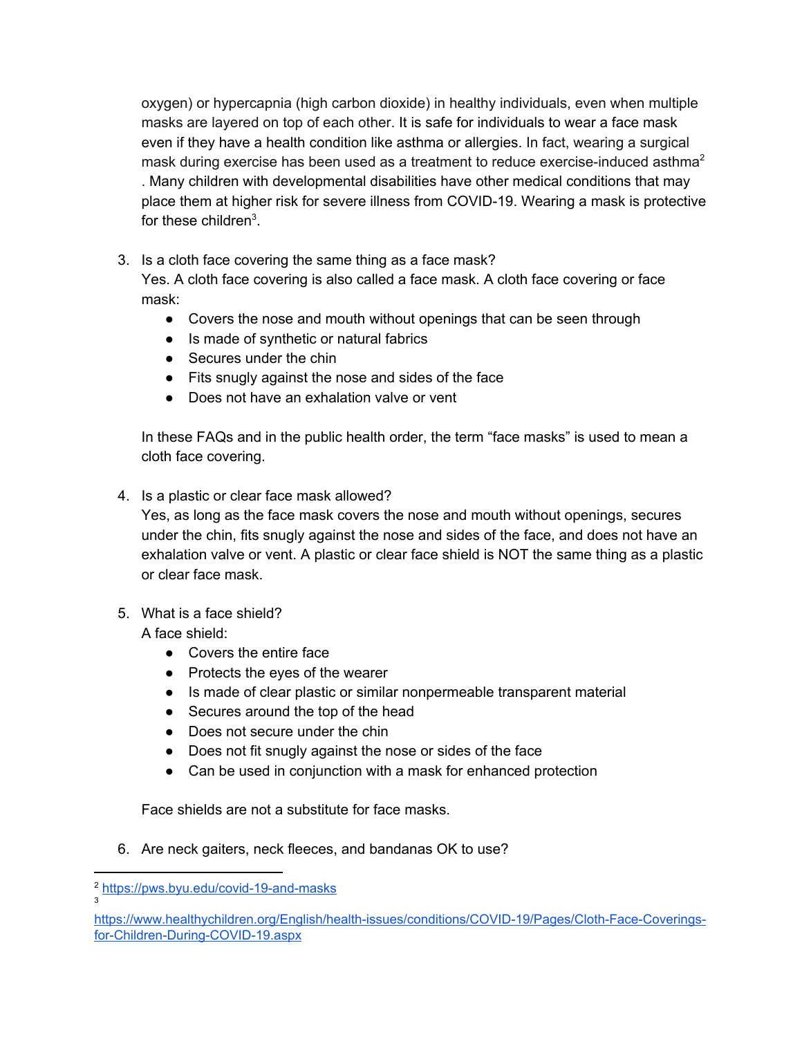oxygen) or hypercapnia (high carbon dioxide) in healthy individuals, even when multiple masks are layered on top of each other. It is safe for individuals to wear a face mask even if they have a health condition like asthma or allergies. In fact, wearing a surgical mask during exercise has been used as a treatment to reduce exercise-induced asthma[2]. Many children with developmental disabilities have other medical conditions that may place them at higher risk for severe illness from COVID-19. Wearing a mask is protective for these children[3].

3. Is a cloth face covering the same thing as a face mask?
   Yes. A cloth face covering is also called a face mask. A cloth face covering or face mask:
   - Covers the nose and mouth without openings that can be seen through
   - Is made of synthetic or natural fabrics
   - Secures under the chin
   - Fits snugly against the nose and sides of the face
   - Does not have an exhalation valve or vent

   In these FAQs and in the public health order, the term "face masks" is used to mean a cloth face covering.

4. Is a plastic or clear face mask allowed?
   Yes, as long as the face mask covers the nose and mouth without openings, secures under the chin, fits snugly against the nose and sides of the face, and does not have an exhalation valve or vent. A plastic or clear face shield is NOT the same thing as a plastic or clear face mask.

5. What is a face shield?
   A face shield:
   - Covers the entire face
   - Protects the eyes of the wearer
   - Is made of clear plastic or similar nonpermeable transparent material
   - Secures around the top of the head
   - Does not secure under the chin
   - Does not fit snugly against the nose or sides of the face
   - Can be used in conjunction with a mask for enhanced protection

   Face shields are not a substitute for face masks.

6. Are neck gaiters, neck fleeces, and bandanas OK to use?

---

[2] https://pws.byu.edu/covid-19-and-masks

[3] https://www.healthychildren.org/English/health-issues/conditions/COVID-19/Pages/Cloth-Face-Coverings-for-Children-During-COVID-19.aspx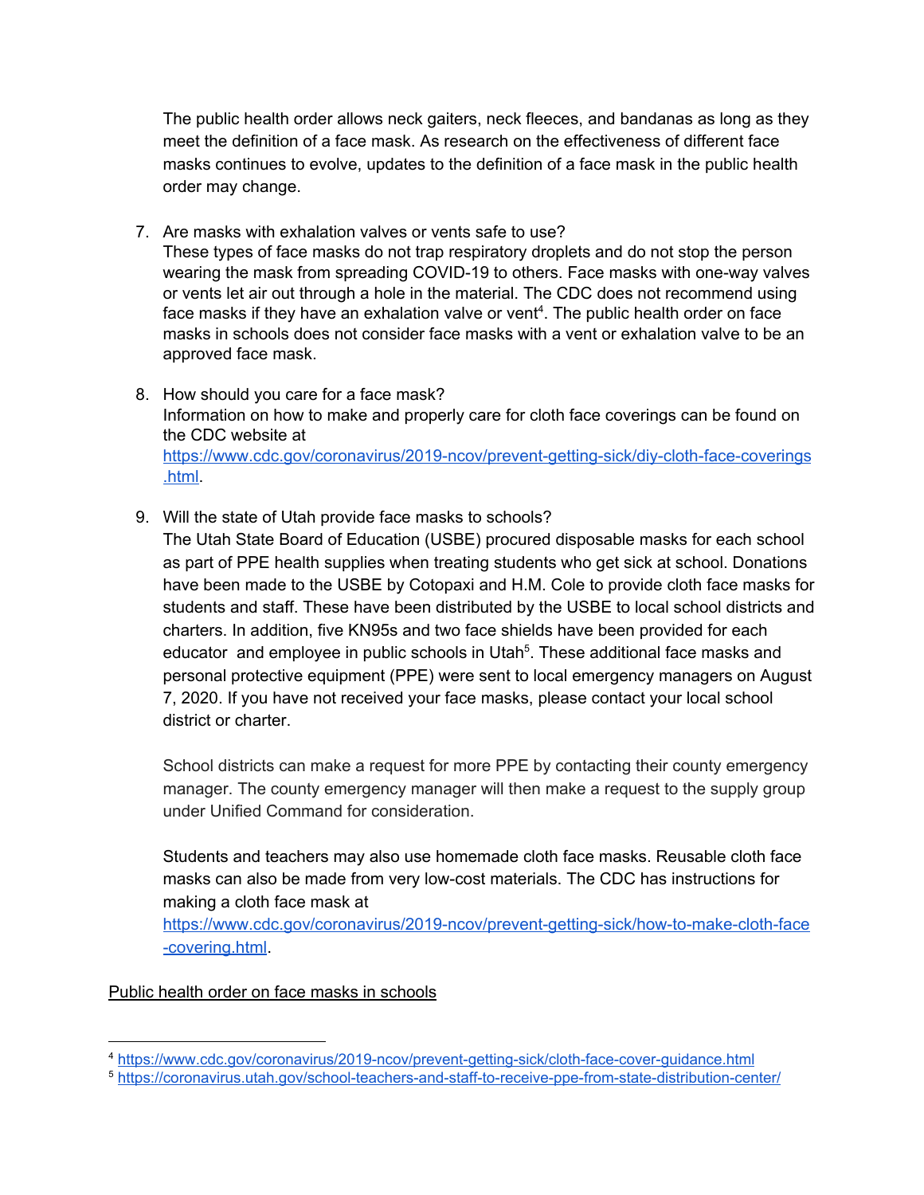The public health order allows neck gaiters, neck fleeces, and bandanas as long as they meet the definition of a face mask. As research on the effectiveness of different face masks continues to evolve, updates to the definition of a face mask in the public health order may change.

7. Are masks with exhalation valves or vents safe to use?
   These types of face masks do not trap respiratory droplets and do not stop the person wearing the mask from spreading COVID-19 to others. Face masks with one-way valves or vents let air out through a hole in the material. The CDC does not recommend using face masks if they have an exhalation valve or vent[4]. The public health order on face masks in schools does not consider face masks with a vent or exhalation valve to be an approved face mask.

8. How should you care for a face mask?
   Information on how to make and properly care for cloth face coverings can be found on the CDC website at https://www.cdc.gov/coronavirus/2019-ncov/prevent-getting-sick/diy-cloth-face-coverings.html.

9. Will the state of Utah provide face masks to schools?
   The Utah State Board of Education (USBE) procured disposable masks for each school as part of PPE health supplies when treating students who get sick at school. Donations have been made to the USBE by Cotopaxi and H.M. Cole to provide cloth face masks for students and staff. These have been distributed by the USBE to local school districts and charters. In addition, five KN95s and two face shields have been provided for each educator and employee in public schools in Utah[5]. These additional face masks and personal protective equipment (PPE) were sent to local emergency managers on August 7, 2020. If you have not received your face masks, please contact your local school district or charter.

   School districts can make a request for more PPE by contacting their county emergency manager. The county emergency manager will then make a request to the supply group under Unified Command for consideration.

   Students and teachers may also use homemade cloth face masks. Reusable cloth face masks can also be made from very low-cost materials. The CDC has instructions for making a cloth face mask at https://www.cdc.gov/coronavirus/2019-ncov/prevent-getting-sick/how-to-make-cloth-face-covering.html.

Public health order on face masks in schools

---

[4] https://www.cdc.gov/coronavirus/2019-ncov/prevent-getting-sick/cloth-face-cover-guidance.html

[5] https://coronavirus.utah.gov/school-teachers-and-staff-to-receive-ppe-from-state-distribution-center/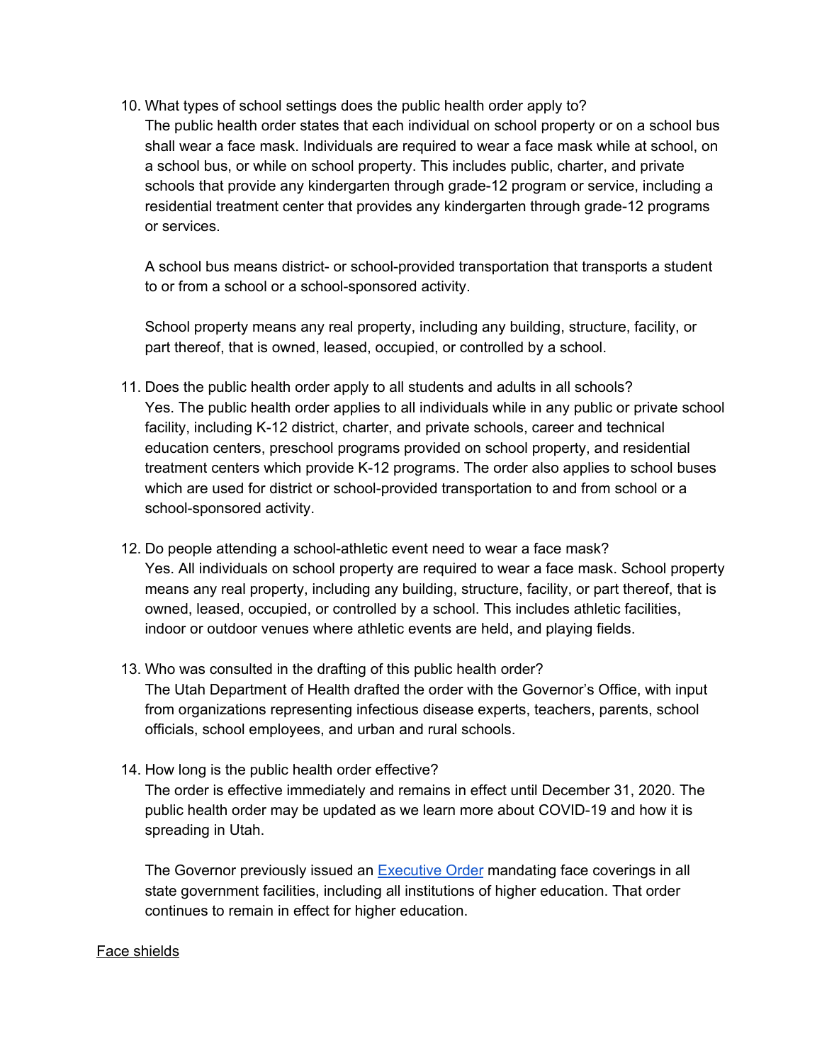10. What types of school settings does the public health order apply to?
    The public health order states that each individual on school property or on a school bus shall wear a face mask. Individuals are required to wear a face mask while at school, on a school bus, or while on school property. This includes public, charter, and private schools that provide any kindergarten through grade-12 program or service, including a residential treatment center that provides any kindergarten through grade-12 programs or services.

    A school bus means district- or school-provided transportation that transports a student to or from a school or a school-sponsored activity.

    School property means any real property, including any building, structure, facility, or part thereof, that is owned, leased, occupied, or controlled by a school.

11. Does the public health order apply to all students and adults in all schools?
    Yes. The public health order applies to all individuals while in any public or private school facility, including K-12 district, charter, and private schools, career and technical education centers, preschool programs provided on school property, and residential treatment centers which provide K-12 programs. The order also applies to school buses which are used for district or school-provided transportation to and from school or a school-sponsored activity.

12. Do people attending a school-athletic event need to wear a face mask?
    Yes. All individuals on school property are required to wear a face mask. School property means any real property, including any building, structure, facility, or part thereof, that is owned, leased, occupied, or controlled by a school. This includes athletic facilities, indoor or outdoor venues where athletic events are held, and playing fields.

13. Who was consulted in the drafting of this public health order?
    The Utah Department of Health drafted the order with the Governor's Office, with input from organizations representing infectious disease experts, teachers, parents, school officials, school employees, and urban and rural schools.

14. How long is the public health order effective?
    The order is effective immediately and remains in effect until December 31, 2020. The public health order may be updated as we learn more about COVID-19 and how it is spreading in Utah.

    The Governor previously issued an Executive Order mandating face coverings in all state government facilities, including all institutions of higher education. That order continues to remain in effect for higher education.

Face shields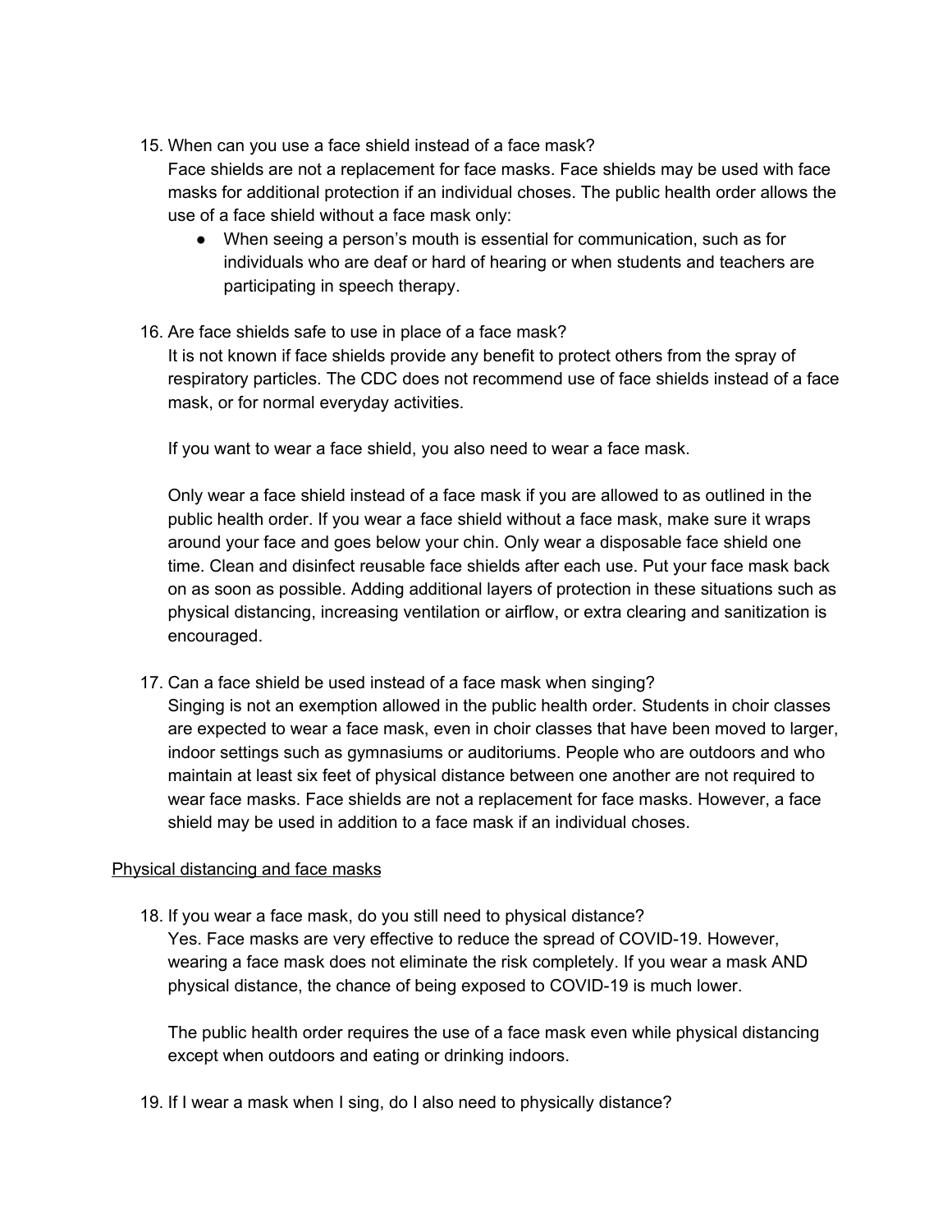15. When can you use a face shield instead of a face mask?
    Face shields are not a replacement for face masks. Face shields may be used with face masks for additional protection if an individual choses. The public health order allows the use of a face shield without a face mask only:
    - When seeing a person's mouth is essential for communication, such as for individuals who are deaf or hard of hearing or when students and teachers are participating in speech therapy.

16. Are face shields safe to use in place of a face mask?
    It is not known if face shields provide any benefit to protect others from the spray of respiratory particles. The CDC does not recommend use of face shields instead of a face mask, or for normal everyday activities.

    If you want to wear a face shield, you also need to wear a face mask.

    Only wear a face shield instead of a face mask if you are allowed to as outlined in the public health order. If you wear a face shield without a face mask, make sure it wraps around your face and goes below your chin. Only wear a disposable face shield one time. Clean and disinfect reusable face shields after each use. Put your face mask back on as soon as possible. Adding additional layers of protection in these situations such as physical distancing, increasing ventilation or airflow, or extra clearing and sanitization is encouraged.

17. Can a face shield be used instead of a face mask when singing?
    Singing is not an exemption allowed in the public health order. Students in choir classes are expected to wear a face mask, even in choir classes that have been moved to larger, indoor settings such as gymnasiums or auditoriums. People who are outdoors and who maintain at least six feet of physical distance between one another are not required to wear face masks. Face shields are not a replacement for face masks. However, a face shield may be used in addition to a face mask if an individual choses.

<u>Physical distancing and face masks</u>

18. If you wear a face mask, do you still need to physical distance?
    Yes. Face masks are very effective to reduce the spread of COVID-19. However, wearing a face mask does not eliminate the risk completely. If you wear a mask AND physical distance, the chance of being exposed to COVID-19 is much lower.

    The public health order requires the use of a face mask even while physical distancing except when outdoors and eating or drinking indoors.

19. If I wear a mask when I sing, do I also need to physically distance?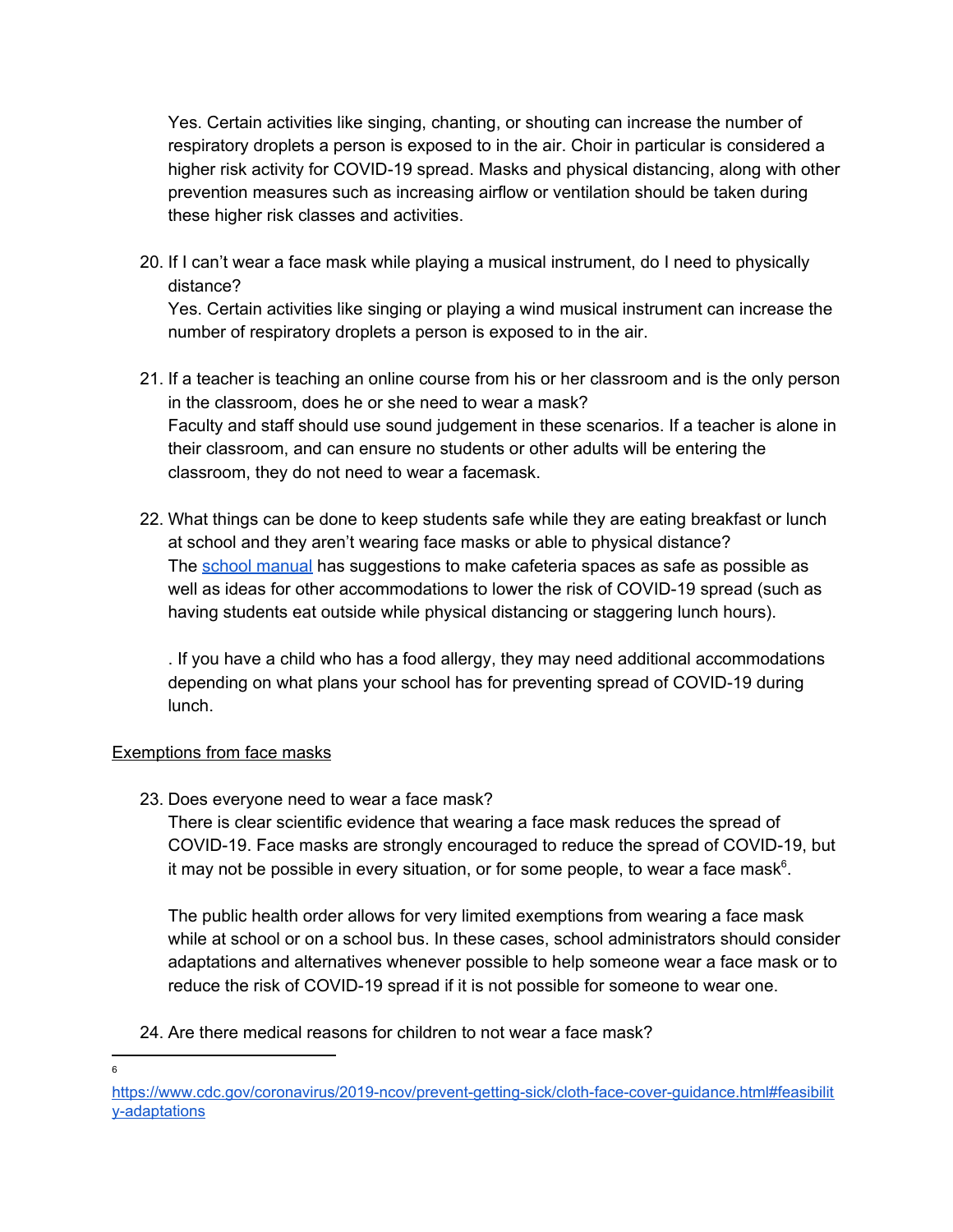Yes. Certain activities like singing, chanting, or shouting can increase the number of respiratory droplets a person is exposed to in the air. Choir in particular is considered a higher risk activity for COVID-19 spread. Masks and physical distancing, along with other prevention measures such as increasing airflow or ventilation should be taken during these higher risk classes and activities.

20. If I can't wear a face mask while playing a musical instrument, do I need to physically distance?
    Yes. Certain activities like singing or playing a wind musical instrument can increase the number of respiratory droplets a person is exposed to in the air.

21. If a teacher is teaching an online course from his or her classroom and is the only person in the classroom, does he or she need to wear a mask?
    Faculty and staff should use sound judgement in these scenarios. If a teacher is alone in their classroom, and can ensure no students or other adults will be entering the classroom, they do not need to wear a facemask.

22. What things can be done to keep students safe while they are eating breakfast or lunch at school and they aren't wearing face masks or able to physical distance?
    The [school manual]() has suggestions to make cafeteria spaces as safe as possible as well as ideas for other accommodations to lower the risk of COVID-19 spread (such as having students eat outside while physical distancing or staggering lunch hours).

    . If you have a child who has a food allergy, they may need additional accommodations depending on what plans your school has for preventing spread of COVID-19 during lunch.

<u>Exemptions from face masks</u>

23. Does everyone need to wear a face mask?
    There is clear scientific evidence that wearing a face mask reduces the spread of COVID-19. Face masks are strongly encouraged to reduce the spread of COVID-19, but it may not be possible in every situation, or for some people, to wear a face mask[6].

    The public health order allows for very limited exemptions from wearing a face mask while at school or on a school bus. In these cases, school administrators should consider adaptations and alternatives whenever possible to help someone wear a face mask or to reduce the risk of COVID-19 spread if it is not possible for someone to wear one.

24. Are there medical reasons for children to not wear a face mask?

---

[6] https://www.cdc.gov/coronavirus/2019-ncov/prevent-getting-sick/cloth-face-cover-guidance.html#feasibility-adaptations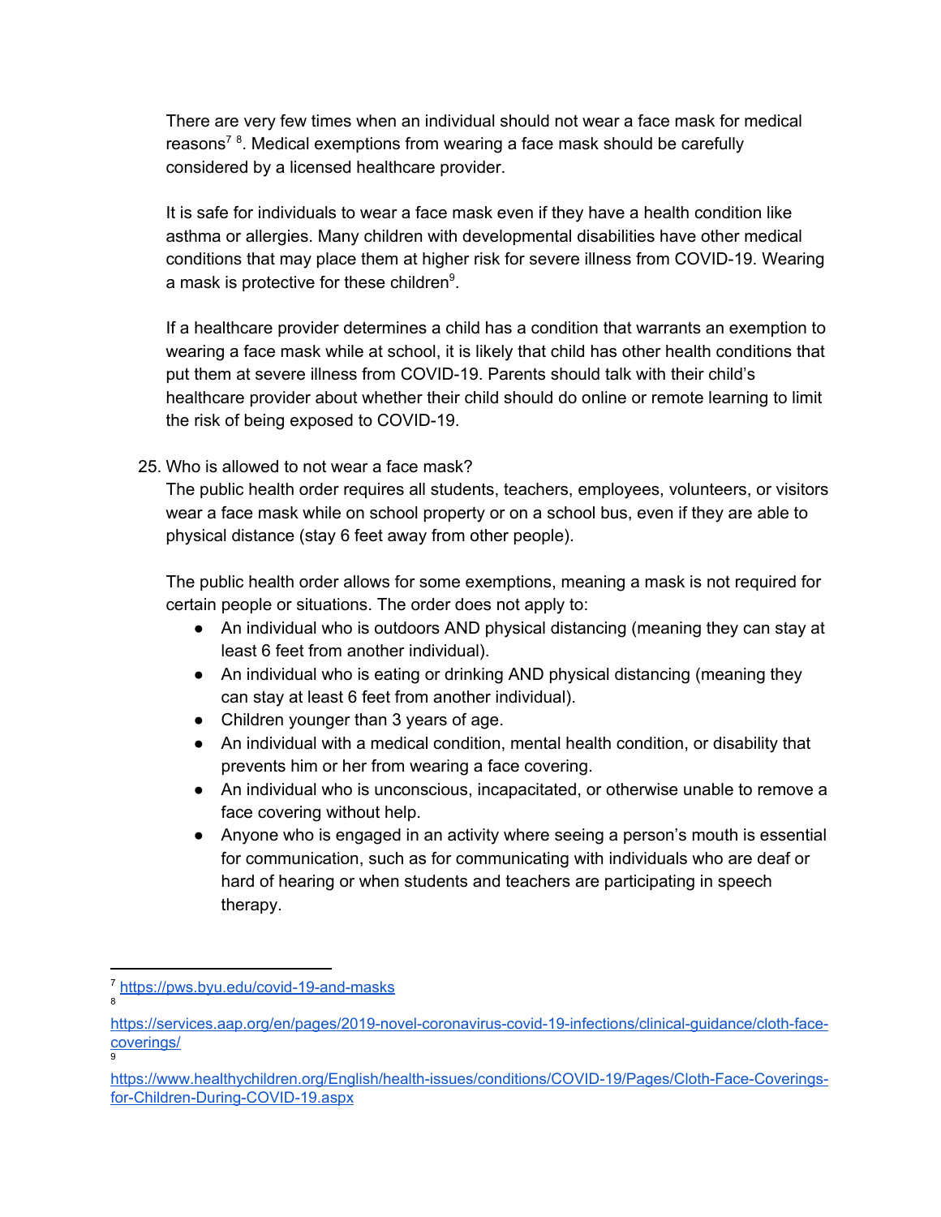There are very few times when an individual should not wear a face mask for medical reasons[7] [8]. Medical exemptions from wearing a face mask should be carefully considered by a licensed healthcare provider.

It is safe for individuals to wear a face mask even if they have a health condition like asthma or allergies. Many children with developmental disabilities have other medical conditions that may place them at higher risk for severe illness from COVID-19. Wearing a mask is protective for these children[9].

If a healthcare provider determines a child has a condition that warrants an exemption to wearing a face mask while at school, it is likely that child has other health conditions that put them at severe illness from COVID-19. Parents should talk with their child's healthcare provider about whether their child should do online or remote learning to limit the risk of being exposed to COVID-19.

25. Who is allowed to not wear a face mask?

    The public health order requires all students, teachers, employees, volunteers, or visitors wear a face mask while on school property or on a school bus, even if they are able to physical distance (stay 6 feet away from other people).

    The public health order allows for some exemptions, meaning a mask is not required for certain people or situations. The order does not apply to:

    - An individual who is outdoors AND physical distancing (meaning they can stay at least 6 feet from another individual).
    - An individual who is eating or drinking AND physical distancing (meaning they can stay at least 6 feet from another individual).
    - Children younger than 3 years of age.
    - An individual with a medical condition, mental health condition, or disability that prevents him or her from wearing a face covering.
    - An individual who is unconscious, incapacitated, or otherwise unable to remove a face covering without help.
    - Anyone who is engaged in an activity where seeing a person's mouth is essential for communication, such as for communicating with individuals who are deaf or hard of hearing or when students and teachers are participating in speech therapy.

---

[7] https://pws.byu.edu/covid-19-and-masks

[8] https://services.aap.org/en/pages/2019-novel-coronavirus-covid-19-infections/clinical-guidance/cloth-face-coverings/

[9] https://www.healthychildren.org/English/health-issues/conditions/COVID-19/Pages/Cloth-Face-Coverings-for-Children-During-COVID-19.aspx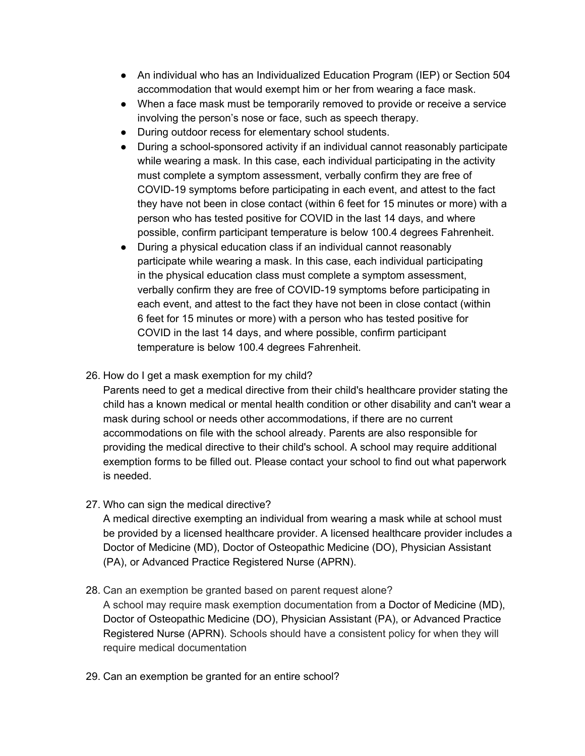- An individual who has an Individualized Education Program (IEP) or Section 504 accommodation that would exempt him or her from wearing a face mask.
- When a face mask must be temporarily removed to provide or receive a service involving the person's nose or face, such as speech therapy.
- During outdoor recess for elementary school students.
- During a school-sponsored activity if an individual cannot reasonably participate while wearing a mask. In this case, each individual participating in the activity must complete a symptom assessment, verbally confirm they are free of COVID-19 symptoms before participating in each event, and attest to the fact they have not been in close contact (within 6 feet for 15 minutes or more) with a person who has tested positive for COVID in the last 14 days, and where possible, confirm participant temperature is below 100.4 degrees Fahrenheit.
- During a physical education class if an individual cannot reasonably participate while wearing a mask. In this case, each individual participating in the physical education class must complete a symptom assessment, verbally confirm they are free of COVID-19 symptoms before participating in each event, and attest to the fact they have not been in close contact (within 6 feet for 15 minutes or more) with a person who has tested positive for COVID in the last 14 days, and where possible, confirm participant temperature is below 100.4 degrees Fahrenheit.

26. How do I get a mask exemption for my child?
    Parents need to get a medical directive from their child's healthcare provider stating the child has a known medical or mental health condition or other disability and can't wear a mask during school or needs other accommodations, if there are no current accommodations on file with the school already. Parents are also responsible for providing the medical directive to their child's school. A school may require additional exemption forms to be filled out. Please contact your school to find out what paperwork is needed.

27. Who can sign the medical directive?
    A medical directive exempting an individual from wearing a mask while at school must be provided by a licensed healthcare provider. A licensed healthcare provider includes a Doctor of Medicine (MD), Doctor of Osteopathic Medicine (DO), Physician Assistant (PA), or Advanced Practice Registered Nurse (APRN).

28. Can an exemption be granted based on parent request alone?
    A school may require mask exemption documentation from a Doctor of Medicine (MD), Doctor of Osteopathic Medicine (DO), Physician Assistant (PA), or Advanced Practice Registered Nurse (APRN). Schools should have a consistent policy for when they will require medical documentation

29. Can an exemption be granted for an entire school?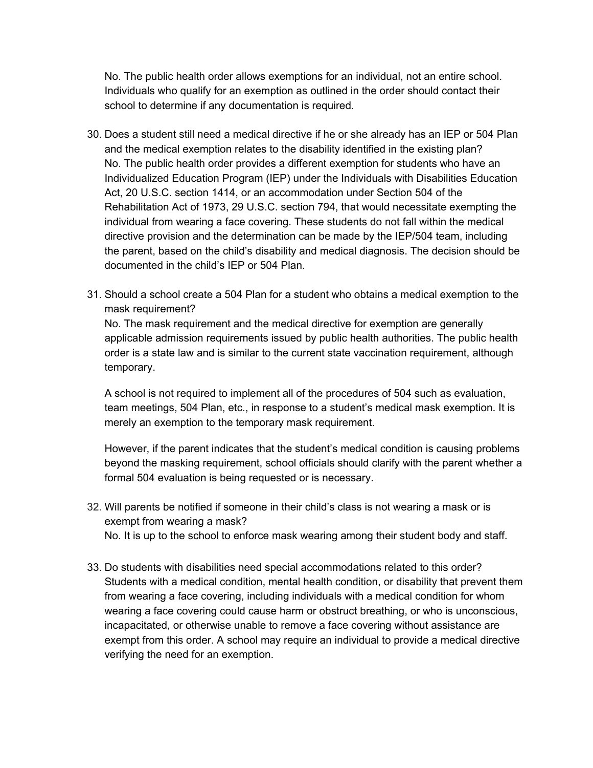No. The public health order allows exemptions for an individual, not an entire school. Individuals who qualify for an exemption as outlined in the order should contact their school to determine if any documentation is required.

30. Does a student still need a medical directive if he or she already has an IEP or 504 Plan and the medical exemption relates to the disability identified in the existing plan?
    No. The public health order provides a different exemption for students who have an Individualized Education Program (IEP) under the Individuals with Disabilities Education Act, 20 U.S.C. section 1414, or an accommodation under Section 504 of the Rehabilitation Act of 1973, 29 U.S.C. section 794, that would necessitate exempting the individual from wearing a face covering. These students do not fall within the medical directive provision and the determination can be made by the IEP/504 team, including the parent, based on the child's disability and medical diagnosis. The decision should be documented in the child's IEP or 504 Plan.

31. Should a school create a 504 Plan for a student who obtains a medical exemption to the mask requirement?
    No. The mask requirement and the medical directive for exemption are generally applicable admission requirements issued by public health authorities. The public health order is a state law and is similar to the current state vaccination requirement, although temporary.

    A school is not required to implement all of the procedures of 504 such as evaluation, team meetings, 504 Plan, etc., in response to a student's medical mask exemption. It is merely an exemption to the temporary mask requirement.

    However, if the parent indicates that the student's medical condition is causing problems beyond the masking requirement, school officials should clarify with the parent whether a formal 504 evaluation is being requested or is necessary.

32. Will parents be notified if someone in their child's class is not wearing a mask or is exempt from wearing a mask?
    No. It is up to the school to enforce mask wearing among their student body and staff.

33. Do students with disabilities need special accommodations related to this order?
    Students with a medical condition, mental health condition, or disability that prevent them from wearing a face covering, including individuals with a medical condition for whom wearing a face covering could cause harm or obstruct breathing, or who is unconscious, incapacitated, or otherwise unable to remove a face covering without assistance are exempt from this order. A school may require an individual to provide a medical directive verifying the need for an exemption.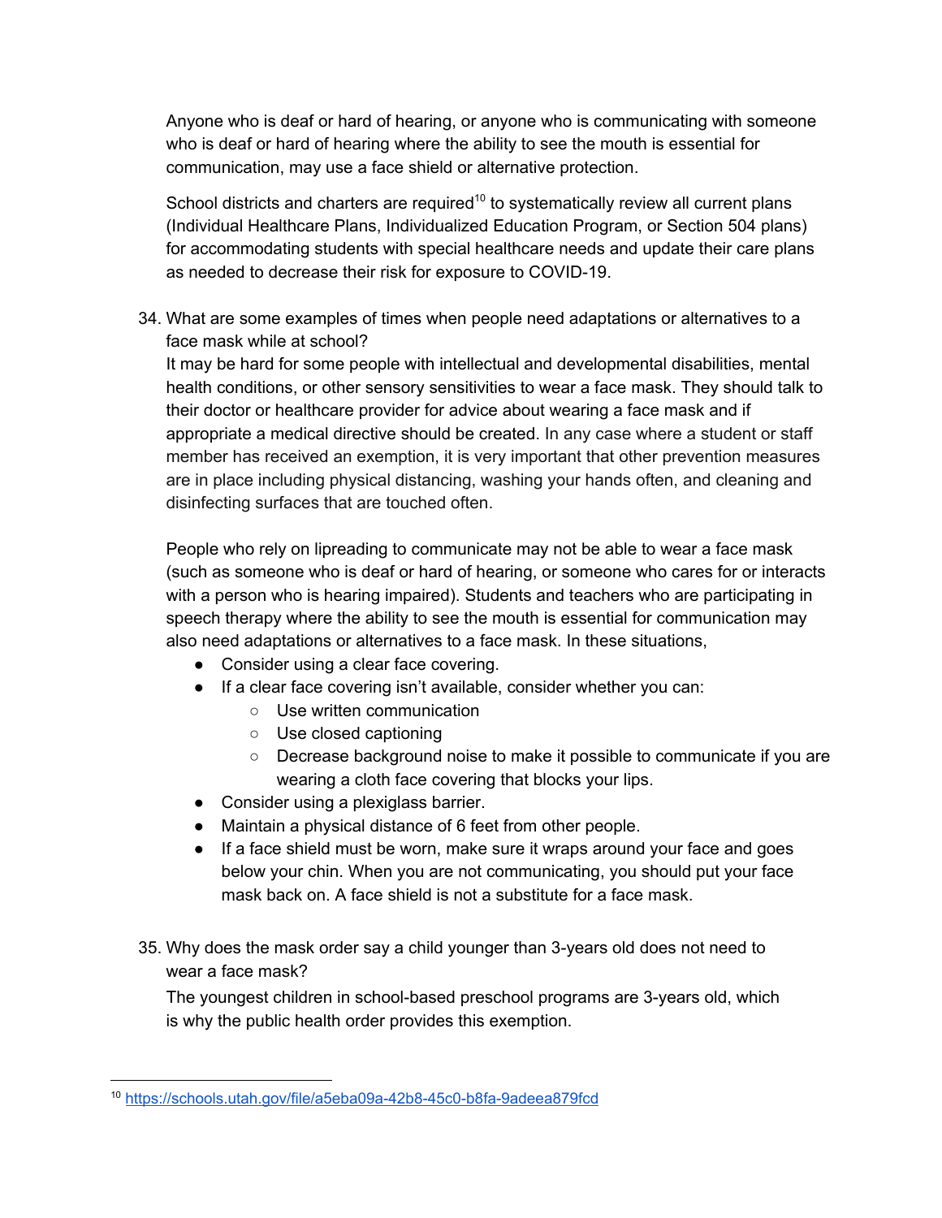Anyone who is deaf or hard of hearing, or anyone who is communicating with someone who is deaf or hard of hearing where the ability to see the mouth is essential for communication, may use a face shield or alternative protection.

School districts and charters are required[10] to systematically review all current plans (Individual Healthcare Plans, Individualized Education Program, or Section 504 plans) for accommodating students with special healthcare needs and update their care plans as needed to decrease their risk for exposure to COVID-19.

34. What are some examples of times when people need adaptations or alternatives to a face mask while at school?
    It may be hard for some people with intellectual and developmental disabilities, mental health conditions, or other sensory sensitivities to wear a face mask. They should talk to their doctor or healthcare provider for advice about wearing a face mask and if appropriate a medical directive should be created. In any case where a student or staff member has received an exemption, it is very important that other prevention measures are in place including physical distancing, washing your hands often, and cleaning and disinfecting surfaces that are touched often.

    People who rely on lipreading to communicate may not be able to wear a face mask (such as someone who is deaf or hard of hearing, or someone who cares for or interacts with a person who is hearing impaired). Students and teachers who are participating in speech therapy where the ability to see the mouth is essential for communication may also need adaptations or alternatives to a face mask. In these situations,
    - Consider using a clear face covering.
    - If a clear face covering isn't available, consider whether you can:
        - Use written communication
        - Use closed captioning
        - Decrease background noise to make it possible to communicate if you are wearing a cloth face covering that blocks your lips.
    - Consider using a plexiglass barrier.
    - Maintain a physical distance of 6 feet from other people.
    - If a face shield must be worn, make sure it wraps around your face and goes below your chin. When you are not communicating, you should put your face mask back on. A face shield is not a substitute for a face mask.

35. Why does the mask order say a child younger than 3-years old does not need to wear a face mask?
    The youngest children in school-based preschool programs are 3-years old, which is why the public health order provides this exemption.

---

[10] https://schools.utah.gov/file/a5eba09a-42b8-45c0-b8fa-9adeea879fcd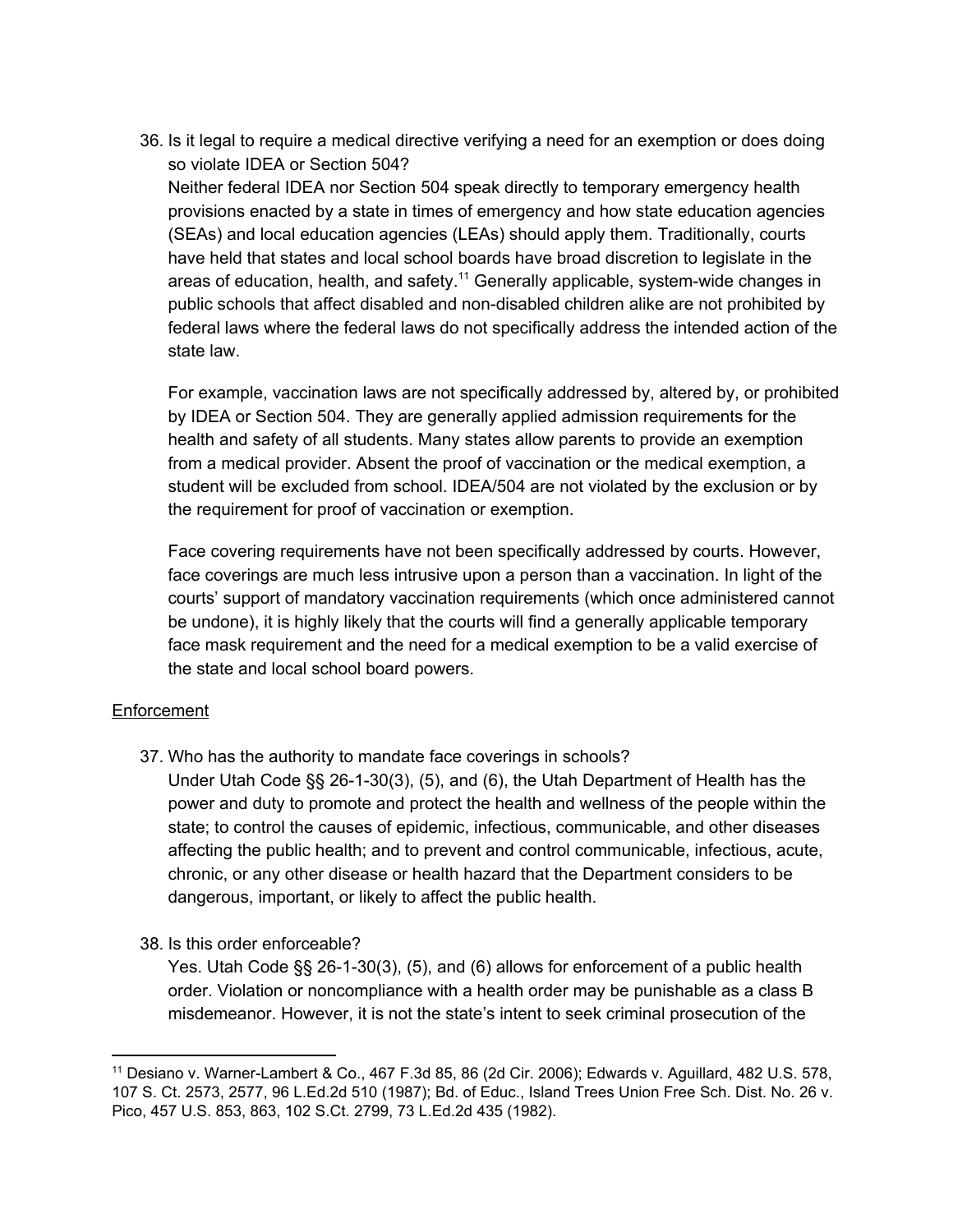36. Is it legal to require a medical directive verifying a need for an exemption or does doing so violate IDEA or Section 504?

    Neither federal IDEA nor Section 504 speak directly to temporary emergency health provisions enacted by a state in times of emergency and how state education agencies (SEAs) and local education agencies (LEAs) should apply them. Traditionally, courts have held that states and local school boards have broad discretion to legislate in the areas of education, health, and safety.[11] Generally applicable, system-wide changes in public schools that affect disabled and non-disabled children alike are not prohibited by federal laws where the federal laws do not specifically address the intended action of the state law.

    For example, vaccination laws are not specifically addressed by, altered by, or prohibited by IDEA or Section 504. They are generally applied admission requirements for the health and safety of all students. Many states allow parents to provide an exemption from a medical provider. Absent the proof of vaccination or the medical exemption, a student will be excluded from school. IDEA/504 are not violated by the exclusion or by the requirement for proof of vaccination or exemption.

    Face covering requirements have not been specifically addressed by courts. However, face coverings are much less intrusive upon a person than a vaccination. In light of the courts' support of mandatory vaccination requirements (which once administered cannot be undone), it is highly likely that the courts will find a generally applicable temporary face mask requirement and the need for a medical exemption to be a valid exercise of the state and local school board powers.

<u>Enforcement</u>

37. Who has the authority to mandate face coverings in schools?

    Under Utah Code §§ 26-1-30(3), (5), and (6), the Utah Department of Health has the power and duty to promote and protect the health and wellness of the people within the state; to control the causes of epidemic, infectious, communicable, and other diseases affecting the public health; and to prevent and control communicable, infectious, acute, chronic, or any other disease or health hazard that the Department considers to be dangerous, important, or likely to affect the public health.

38. Is this order enforceable?

    Yes. Utah Code §§ 26-1-30(3), (5), and (6) allows for enforcement of a public health order. Violation or noncompliance with a health order may be punishable as a class B misdemeanor. However, it is not the state's intent to seek criminal prosecution of the

---

[11] Desiano v. Warner-Lambert & Co., 467 F.3d 85, 86 (2d Cir. 2006); Edwards v. Aguillard, 482 U.S. 578, 107 S. Ct. 2573, 2577, 96 L.Ed.2d 510 (1987); Bd. of Educ., Island Trees Union Free Sch. Dist. No. 26 v. Pico, 457 U.S. 853, 863, 102 S.Ct. 2799, 73 L.Ed.2d 435 (1982).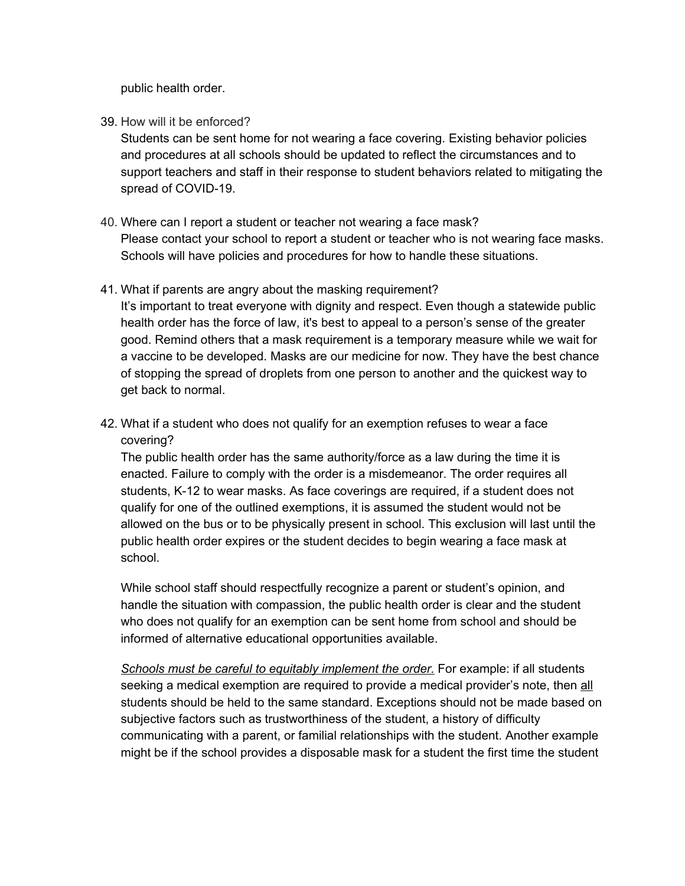public health order.

39. How will it be enforced?

    Students can be sent home for not wearing a face covering. Existing behavior policies and procedures at all schools should be updated to reflect the circumstances and to support teachers and staff in their response to student behaviors related to mitigating the spread of COVID-19.

40. Where can I report a student or teacher not wearing a face mask?

    Please contact your school to report a student or teacher who is not wearing face masks. Schools will have policies and procedures for how to handle these situations.

41. What if parents are angry about the masking requirement?

    It's important to treat everyone with dignity and respect. Even though a statewide public health order has the force of law, it's best to appeal to a person's sense of the greater good. Remind others that a mask requirement is a temporary measure while we wait for a vaccine to be developed. Masks are our medicine for now. They have the best chance of stopping the spread of droplets from one person to another and the quickest way to get back to normal.

42. What if a student who does not qualify for an exemption refuses to wear a face covering?

    The public health order has the same authority/force as a law during the time it is enacted. Failure to comply with the order is a misdemeanor. The order requires all students, K-12 to wear masks. As face coverings are required, if a student does not qualify for one of the outlined exemptions, it is assumed the student would not be allowed on the bus or to be physically present in school. This exclusion will last until the public health order expires or the student decides to begin wearing a face mask at school.

    While school staff should respectfully recognize a parent or student's opinion, and handle the situation with compassion, the public health order is clear and the student who does not qualify for an exemption can be sent home from school and should be informed of alternative educational opportunities available.

    *Schools must be careful to equitably implement the order.* For example: if all students seeking a medical exemption are required to provide a medical provider's note, then all students should be held to the same standard. Exceptions should not be made based on subjective factors such as trustworthiness of the student, a history of difficulty communicating with a parent, or familial relationships with the student. Another example might be if the school provides a disposable mask for a student the first time the student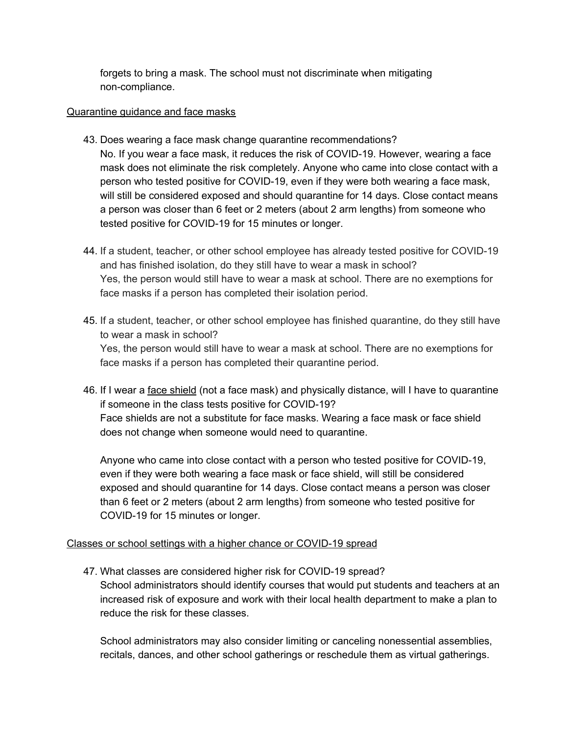forgets to bring a mask. The school must not discriminate when mitigating non-compliance.

<u>Quarantine guidance and face masks</u>

43. Does wearing a face mask change quarantine recommendations?
    No. If you wear a face mask, it reduces the risk of COVID-19. However, wearing a face mask does not eliminate the risk completely. Anyone who came into close contact with a person who tested positive for COVID-19, even if they were both wearing a face mask, will still be considered exposed and should quarantine for 14 days. Close contact means a person was closer than 6 feet or 2 meters (about 2 arm lengths) from someone who tested positive for COVID-19 for 15 minutes or longer.

44. If a student, teacher, or other school employee has already tested positive for COVID-19 and has finished isolation, do they still have to wear a mask in school?
    Yes, the person would still have to wear a mask at school. There are no exemptions for face masks if a person has completed their isolation period.

45. If a student, teacher, or other school employee has finished quarantine, do they still have to wear a mask in school?
    Yes, the person would still have to wear a mask at school. There are no exemptions for face masks if a person has completed their quarantine period.

46. If I wear a <u>face shield</u> (not a face mask) and physically distance, will I have to quarantine if someone in the class tests positive for COVID-19?
    Face shields are not a substitute for face masks. Wearing a face mask or face shield does not change when someone would need to quarantine.

    Anyone who came into close contact with a person who tested positive for COVID-19, even if they were both wearing a face mask or face shield, will still be considered exposed and should quarantine for 14 days. Close contact means a person was closer than 6 feet or 2 meters (about 2 arm lengths) from someone who tested positive for COVID-19 for 15 minutes or longer.

<u>Classes or school settings with a higher chance or COVID-19 spread</u>

47. What classes are considered higher risk for COVID-19 spread?
    School administrators should identify courses that would put students and teachers at an increased risk of exposure and work with their local health department to make a plan to reduce the risk for these classes.

    School administrators may also consider limiting or canceling nonessential assemblies, recitals, dances, and other school gatherings or reschedule them as virtual gatherings.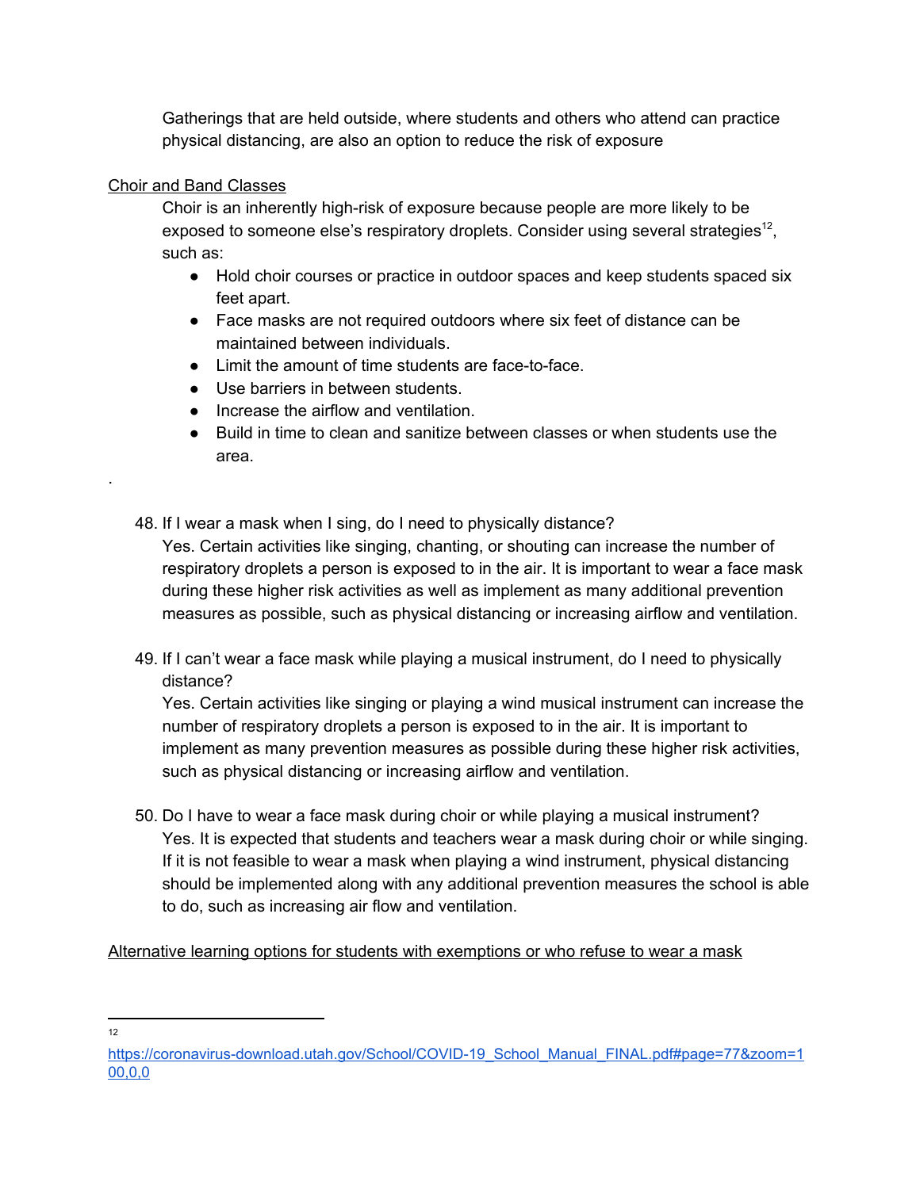Gatherings that are held outside, where students and others who attend can practice physical distancing, are also an option to reduce the risk of exposure

Choir and Band Classes

Choir is an inherently high-risk of exposure because people are more likely to be exposed to someone else's respiratory droplets. Consider using several strategies[12], such as:

- Hold choir courses or practice in outdoor spaces and keep students spaced six feet apart.
- Face masks are not required outdoors where six feet of distance can be maintained between individuals.
- Limit the amount of time students are face-to-face.
- Use barriers in between students.
- Increase the airflow and ventilation.
- Build in time to clean and sanitize between classes or when students use the area.

.

48. If I wear a mask when I sing, do I need to physically distance?
    Yes. Certain activities like singing, chanting, or shouting can increase the number of respiratory droplets a person is exposed to in the air. It is important to wear a face mask during these higher risk activities as well as implement as many additional prevention measures as possible, such as physical distancing or increasing airflow and ventilation.

49. If I can't wear a face mask while playing a musical instrument, do I need to physically distance?
    Yes. Certain activities like singing or playing a wind musical instrument can increase the number of respiratory droplets a person is exposed to in the air. It is important to implement as many prevention measures as possible during these higher risk activities, such as physical distancing or increasing airflow and ventilation.

50. Do I have to wear a face mask during choir or while playing a musical instrument?
    Yes. It is expected that students and teachers wear a mask during choir or while singing. If it is not feasible to wear a mask when playing a wind instrument, physical distancing should be implemented along with any additional prevention measures the school is able to do, such as increasing air flow and ventilation.

Alternative learning options for students with exemptions or who refuse to wear a mask

---

[12] https://coronavirus-download.utah.gov/School/COVID-19_School_Manual_FINAL.pdf#page=77&zoom=100,0,0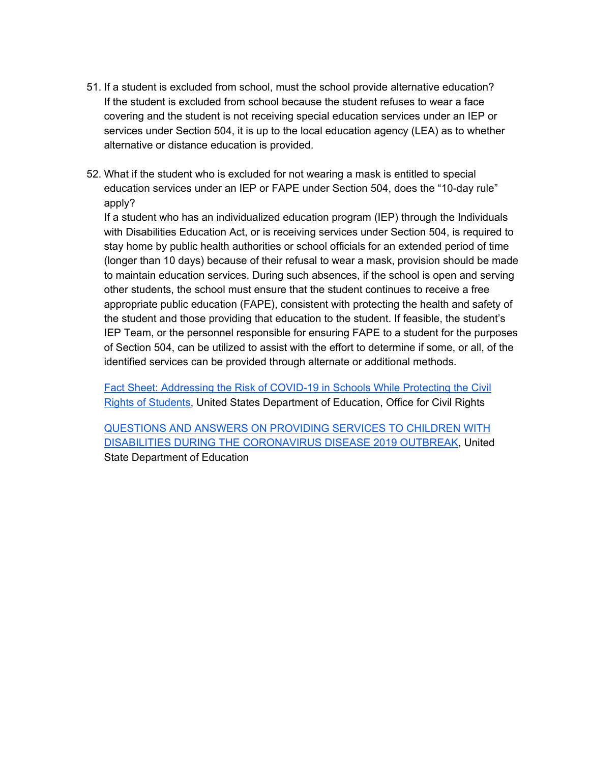51. If a student is excluded from school, must the school provide alternative education?
    If the student is excluded from school because the student refuses to wear a face covering and the student is not receiving special education services under an IEP or services under Section 504, it is up to the local education agency (LEA) as to whether alternative or distance education is provided.

52. What if the student who is excluded for not wearing a mask is entitled to special education services under an IEP or FAPE under Section 504, does the "10-day rule" apply?
    If a student who has an individualized education program (IEP) through the Individuals with Disabilities Education Act, or is receiving services under Section 504, is required to stay home by public health authorities or school officials for an extended period of time (longer than 10 days) because of their refusal to wear a mask, provision should be made to maintain education services. During such absences, if the school is open and serving other students, the school must ensure that the student continues to receive a free appropriate public education (FAPE), consistent with protecting the health and safety of the student and those providing that education to the student. If feasible, the student's IEP Team, or the personnel responsible for ensuring FAPE to a student for the purposes of Section 504, can be utilized to assist with the effort to determine if some, or all, of the identified services can be provided through alternate or additional methods.

    Fact Sheet: Addressing the Risk of COVID-19 in Schools While Protecting the Civil Rights of Students, United States Department of Education, Office for Civil Rights

    QUESTIONS AND ANSWERS ON PROVIDING SERVICES TO CHILDREN WITH DISABILITIES DURING THE CORONAVIRUS DISEASE 2019 OUTBREAK, United State Department of Education